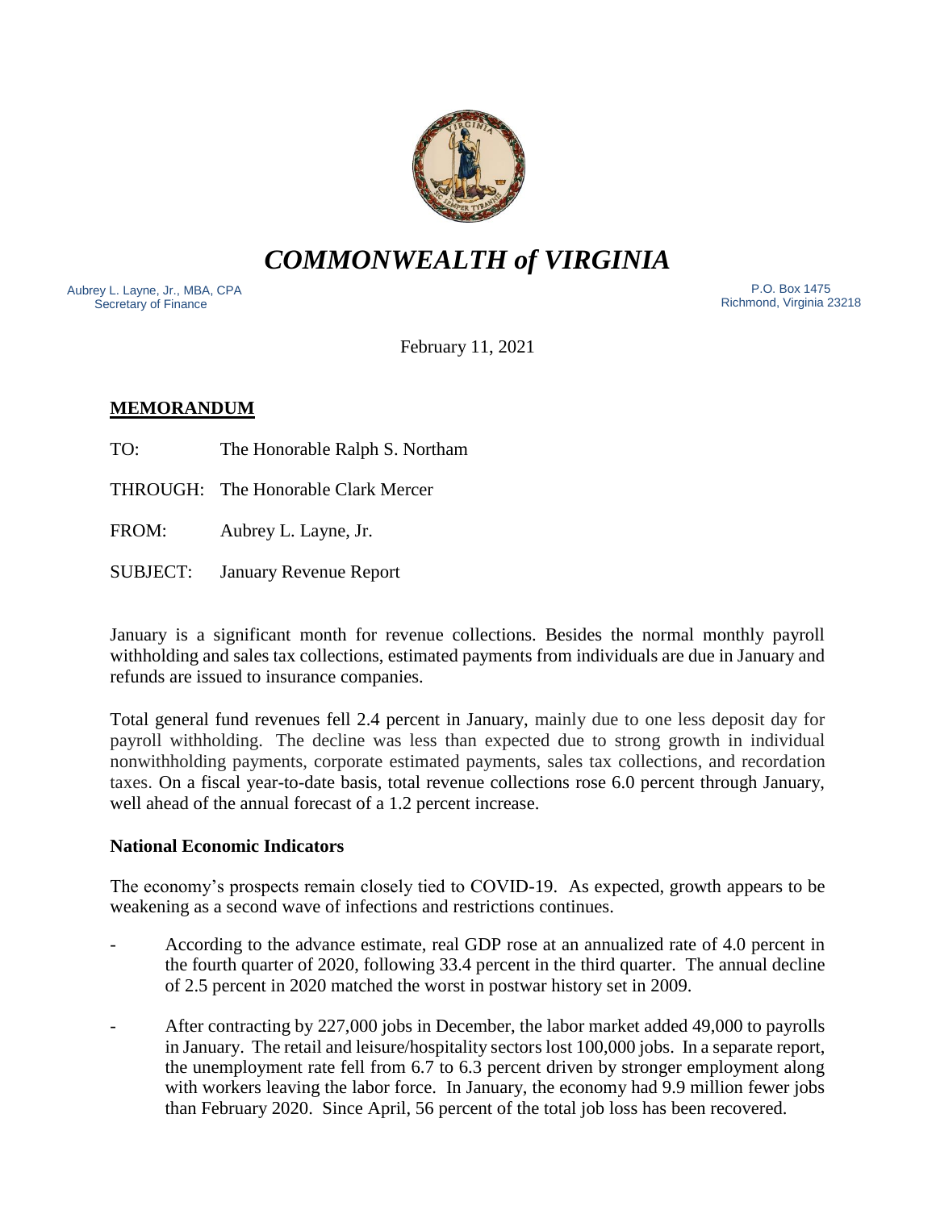# *COMMONWEALTH of VIRGINIA*

Aubrey L. Layne, Jr., MBA, CPA
Secretary of Finance

P.O. Box 1475
Richmond, Virginia 23218

February 11, 2021

**MEMORANDUM**

TO: The Honorable Ralph S. Northam

THROUGH: The Honorable Clark Mercer

FROM: Aubrey L. Layne, Jr.

SUBJECT: January Revenue Report

January is a significant month for revenue collections. Besides the normal monthly payroll withholding and sales tax collections, estimated payments from individuals are due in January and refunds are issued to insurance companies.

Total general fund revenues fell 2.4 percent in January, mainly due to one less deposit day for payroll withholding. The decline was less than expected due to strong growth in individual nonwithholding payments, corporate estimated payments, sales tax collections, and recordation taxes. On a fiscal year-to-date basis, total revenue collections rose 6.0 percent through January, well ahead of the annual forecast of a 1.2 percent increase.

**National Economic Indicators**

The economy's prospects remain closely tied to COVID-19. As expected, growth appears to be weakening as a second wave of infections and restrictions continues.

- According to the advance estimate, real GDP rose at an annualized rate of 4.0 percent in the fourth quarter of 2020, following 33.4 percent in the third quarter. The annual decline of 2.5 percent in 2020 matched the worst in postwar history set in 2009.

- After contracting by 227,000 jobs in December, the labor market added 49,000 to payrolls in January. The retail and leisure/hospitality sectors lost 100,000 jobs. In a separate report, the unemployment rate fell from 6.7 to 6.3 percent driven by stronger employment along with workers leaving the labor force. In January, the economy had 9.9 million fewer jobs than February 2020. Since April, 56 percent of the total job loss has been recovered.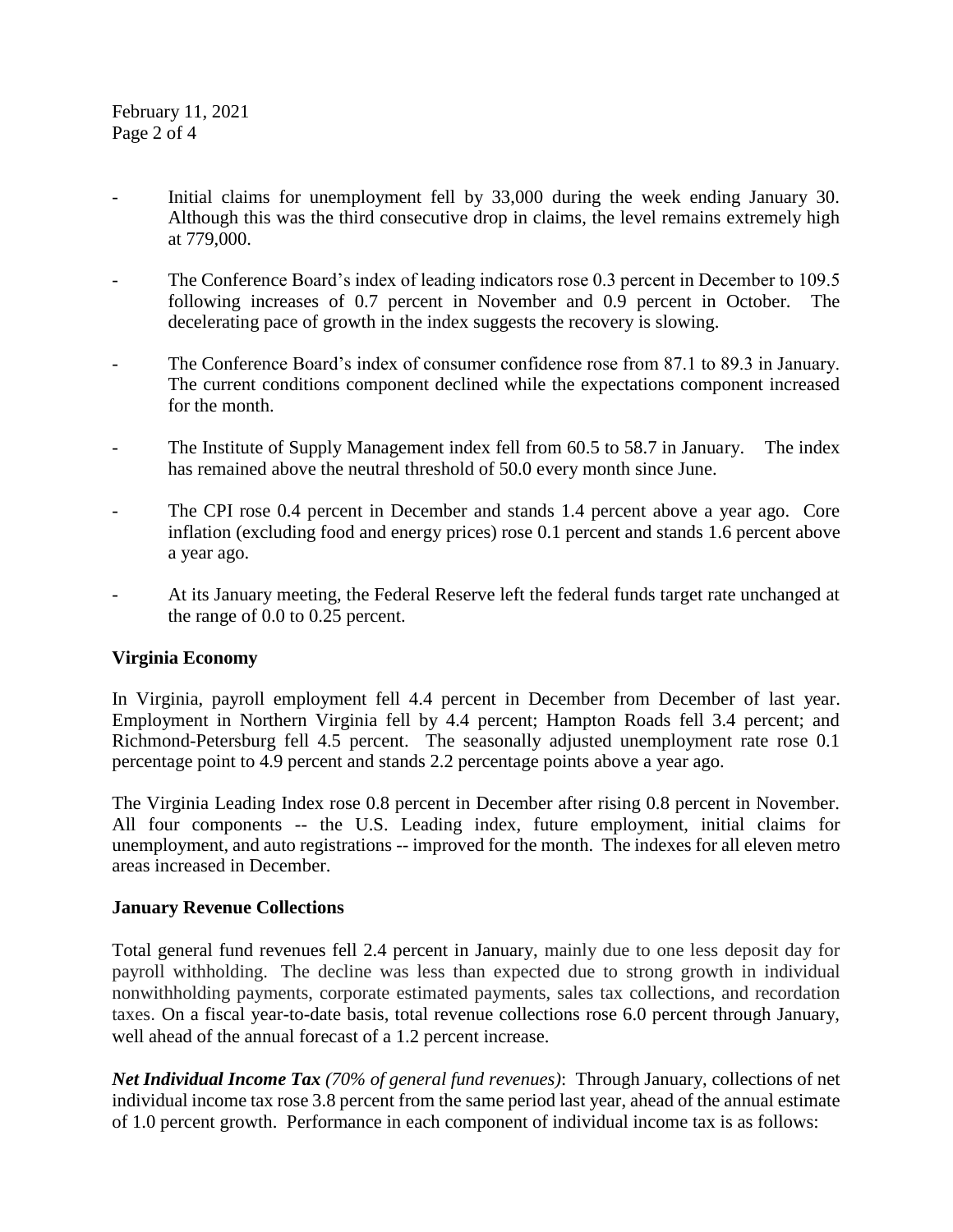- Initial claims for unemployment fell by 33,000 during the week ending January 30. Although this was the third consecutive drop in claims, the level remains extremely high at 779,000.
- The Conference Board's index of leading indicators rose 0.3 percent in December to 109.5 following increases of 0.7 percent in November and 0.9 percent in October. The decelerating pace of growth in the index suggests the recovery is slowing.
- The Conference Board's index of consumer confidence rose from 87.1 to 89.3 in January. The current conditions component declined while the expectations component increased for the month.
- The Institute of Supply Management index fell from 60.5 to 58.7 in January. The index has remained above the neutral threshold of 50.0 every month since June.
- The CPI rose 0.4 percent in December and stands 1.4 percent above a year ago. Core inflation (excluding food and energy prices) rose 0.1 percent and stands 1.6 percent above a year ago.
- At its January meeting, the Federal Reserve left the federal funds target rate unchanged at the range of 0.0 to 0.25 percent.

**Virginia Economy**

In Virginia, payroll employment fell 4.4 percent in December from December of last year. Employment in Northern Virginia fell by 4.4 percent; Hampton Roads fell 3.4 percent; and Richmond-Petersburg fell 4.5 percent. The seasonally adjusted unemployment rate rose 0.1 percentage point to 4.9 percent and stands 2.2 percentage points above a year ago.

The Virginia Leading Index rose 0.8 percent in December after rising 0.8 percent in November. All four components -- the U.S. Leading index, future employment, initial claims for unemployment, and auto registrations -- improved for the month. The indexes for all eleven metro areas increased in December.

**January Revenue Collections**

Total general fund revenues fell 2.4 percent in January, mainly due to one less deposit day for payroll withholding. The decline was less than expected due to strong growth in individual nonwithholding payments, corporate estimated payments, sales tax collections, and recordation taxes. On a fiscal year-to-date basis, total revenue collections rose 6.0 percent through January, well ahead of the annual forecast of a 1.2 percent increase.

***Net Individual Income Tax*** *(70% of general fund revenues)*: Through January, collections of net individual income tax rose 3.8 percent from the same period last year, ahead of the annual estimate of 1.0 percent growth. Performance in each component of individual income tax is as follows: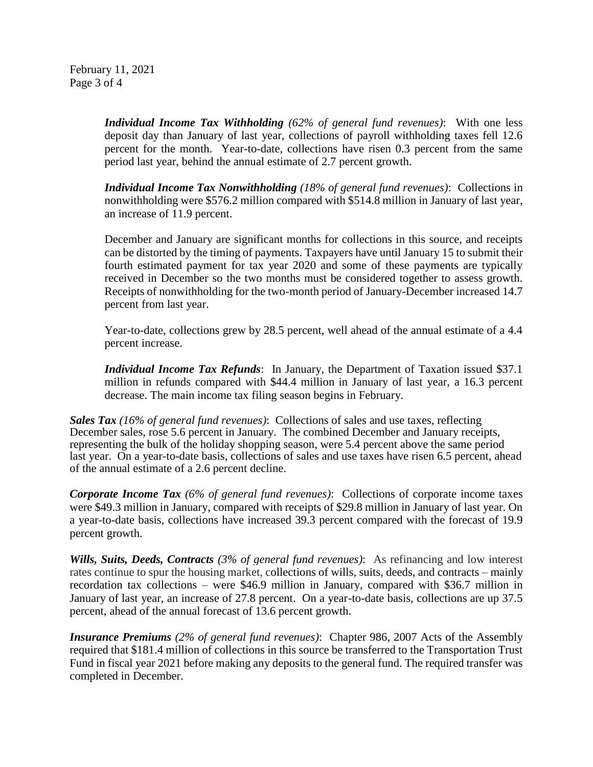***Individual Income Tax Withholding*** *(62% of general fund revenues)*: With one less deposit day than January of last year, collections of payroll withholding taxes fell 12.6 percent for the month. Year-to-date, collections have risen 0.3 percent from the same period last year, behind the annual estimate of 2.7 percent growth.

***Individual Income Tax Nonwithholding*** *(18% of general fund revenues)*: Collections in nonwithholding were \$576.2 million compared with \$514.8 million in January of last year, an increase of 11.9 percent.

December and January are significant months for collections in this source, and receipts can be distorted by the timing of payments. Taxpayers have until January 15 to submit their fourth estimated payment for tax year 2020 and some of these payments are typically received in December so the two months must be considered together to assess growth. Receipts of nonwithholding for the two-month period of January-December increased 14.7 percent from last year.

Year-to-date, collections grew by 28.5 percent, well ahead of the annual estimate of a 4.4 percent increase.

***Individual Income Tax Refunds***: In January, the Department of Taxation issued \$37.1 million in refunds compared with \$44.4 million in January of last year, a 16.3 percent decrease. The main income tax filing season begins in February.

***Sales Tax*** *(16% of general fund revenues)*: Collections of sales and use taxes, reflecting December sales, rose 5.6 percent in January. The combined December and January receipts, representing the bulk of the holiday shopping season, were 5.4 percent above the same period last year. On a year-to-date basis, collections of sales and use taxes have risen 6.5 percent, ahead of the annual estimate of a 2.6 percent decline.

***Corporate Income Tax*** *(6% of general fund revenues)*: Collections of corporate income taxes were \$49.3 million in January, compared with receipts of \$29.8 million in January of last year. On a year-to-date basis, collections have increased 39.3 percent compared with the forecast of 19.9 percent growth.

***Wills, Suits, Deeds, Contracts*** *(3% of general fund revenues)*: As refinancing and low interest rates continue to spur the housing market, collections of wills, suits, deeds, and contracts – mainly recordation tax collections – were \$46.9 million in January, compared with \$36.7 million in January of last year, an increase of 27.8 percent. On a year-to-date basis, collections are up 37.5 percent, ahead of the annual forecast of 13.6 percent growth.

***Insurance Premiums*** *(2% of general fund revenues)*: Chapter 986, 2007 Acts of the Assembly required that \$181.4 million of collections in this source be transferred to the Transportation Trust Fund in fiscal year 2021 before making any deposits to the general fund. The required transfer was completed in December.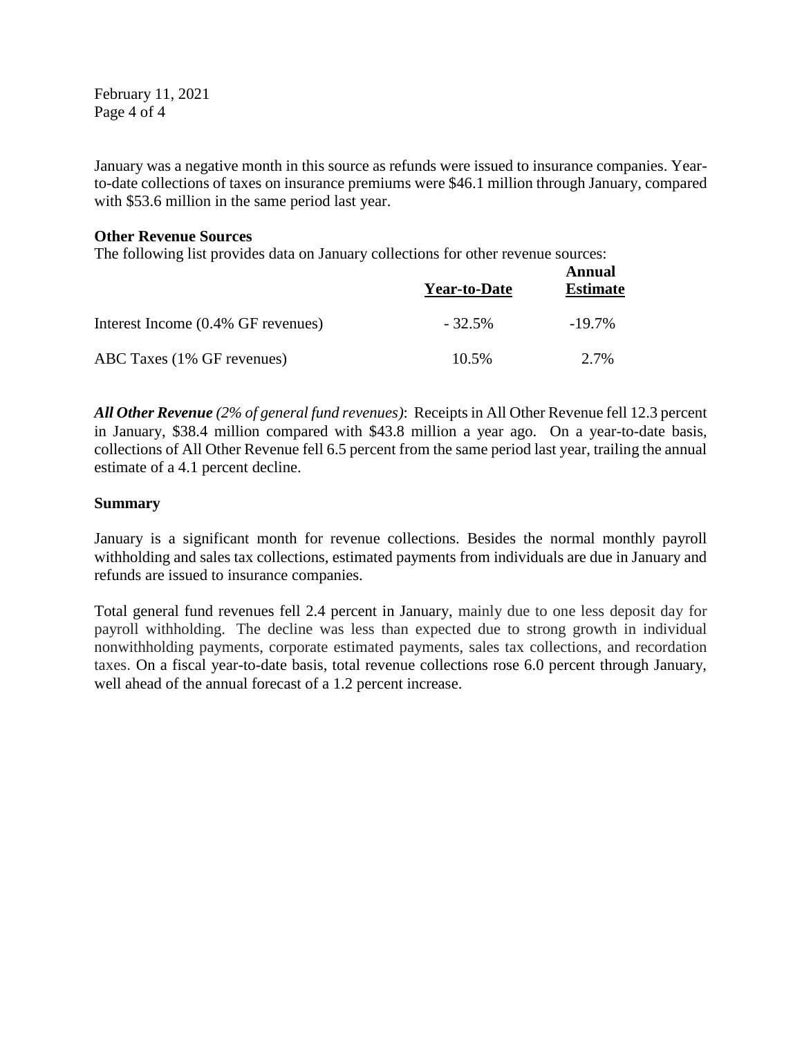January was a negative month in this source as refunds were issued to insurance companies. Year-to-date collections of taxes on insurance premiums were $46.1 million through January, compared with $53.6 million in the same period last year.

**Other Revenue Sources**

The following list provides data on January collections for other revenue sources:

| | Year-to-Date | Annual Estimate |
|---|---|---|
| Interest Income (0.4% GF revenues) | - 32.5% | -19.7% |
| ABC Taxes (1% GF revenues) | 10.5% | 2.7% |

***All Other Revenue*** *(2% of general fund revenues)*: Receipts in All Other Revenue fell 12.3 percent in January, $38.4 million compared with $43.8 million a year ago. On a year-to-date basis, collections of All Other Revenue fell 6.5 percent from the same period last year, trailing the annual estimate of a 4.1 percent decline.

**Summary**

January is a significant month for revenue collections. Besides the normal monthly payroll withholding and sales tax collections, estimated payments from individuals are due in January and refunds are issued to insurance companies.

Total general fund revenues fell 2.4 percent in January, mainly due to one less deposit day for payroll withholding. The decline was less than expected due to strong growth in individual nonwithholding payments, corporate estimated payments, sales tax collections, and recordation taxes. On a fiscal year-to-date basis, total revenue collections rose 6.0 percent through January, well ahead of the annual forecast of a 1.2 percent increase.